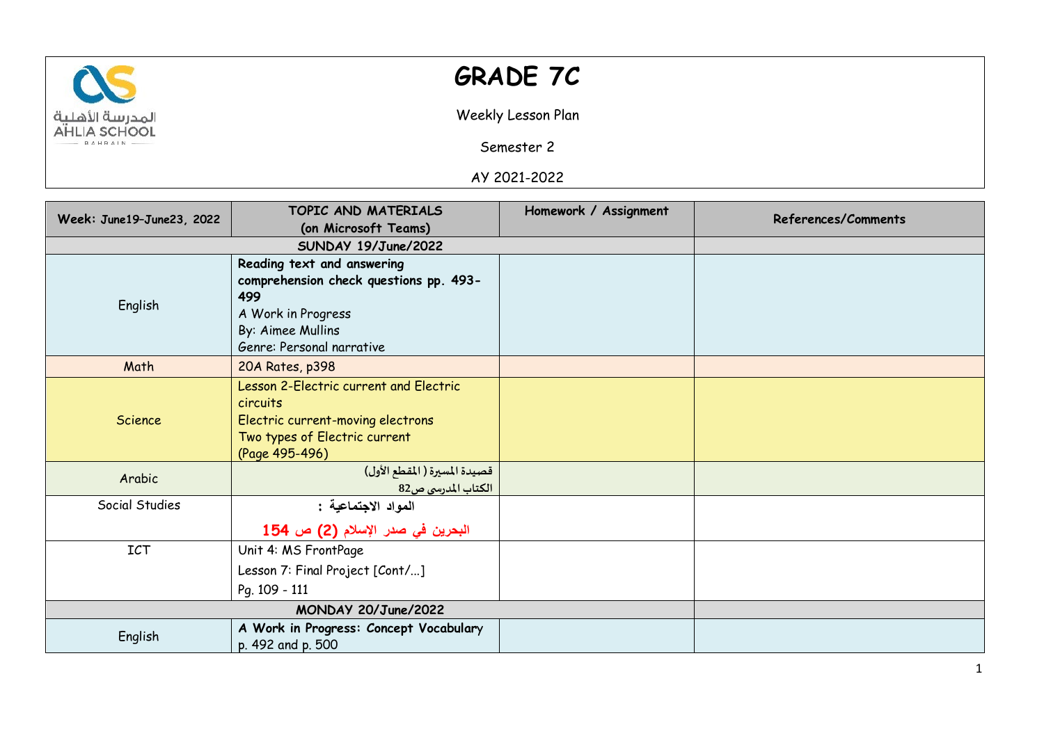# GRADE 7C

Weekly Lesson Plan

Semester 2

AY 2021-2022

| Week: June19–June23, 2022 | TOPIC AND MATERIALS (on Microsoft Teams) | Homework / Assignment | References/Comments |
|---|---|---|---|
| **SUNDAY 19/June/2022** | | | |
| English | **Reading text and answering comprehension check questions pp. 493-499**<br>A Work in Progress<br>By: Aimee Mullins<br>Genre: Personal narrative | | |
| Math | 20A Rates, p398 | | |
| Science | Lesson 2-Electric current and Electric circuits<br>Electric current-moving electrons<br>Two types of Electric current<br>(Page 495-496) | | |
| Arabic | قصيدة المسيرة ( المقطع الأول)<br>الكتاب المدرسي ص82 | | |
| Social Studies | **المواد الاجتماعية :**<br>**البحرين في صدر الإسلام (2) ص 154** | | |
| ICT | Unit 4: MS FrontPage<br>Lesson 7: Final Project [Cont/...]<br>Pg. 109 - 111 | | |
| **MONDAY 20/June/2022** | | | |
| English | **A Work in Progress: Concept Vocabulary**<br>p. 492 and p. 500 | | |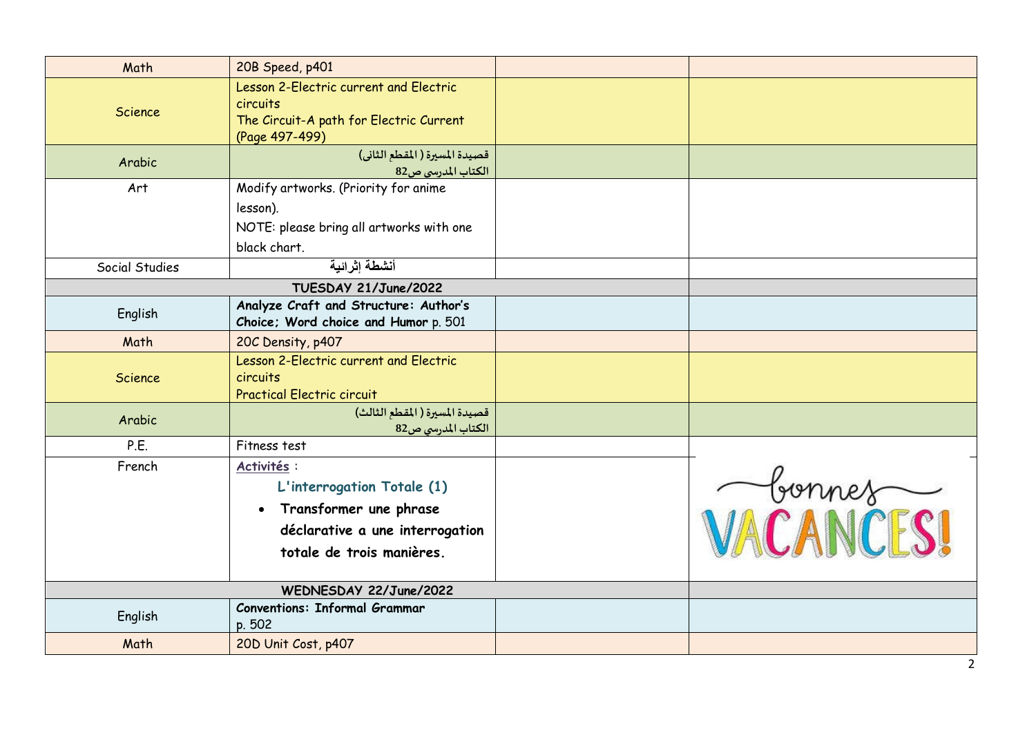| Math | 20B Speed, p401 | | |
|---|---|---|---|
| Science | Lesson 2-Electric current and Electric circuits<br>The Circuit-A path for Electric Current (Page 497-499) | | |
| Arabic | قصيدة المسيرة ( المقطع الثانى)<br>الكتاب المدرسى ص82 | | |
| Art | Modify artworks. (Priority for anime lesson).<br>NOTE: please bring all artworks with one black chart. | | |
| Social Studies | أنشطة إثرائية | | |
| **TUESDAY 21/June/2022** | | | |
| English | **Analyze Craft and Structure: Author's Choice; Word choice and Humor** p. 501 | | |
| Math | 20C Density, p407 | | |
| Science | Lesson 2-Electric current and Electric circuits<br>Practical Electric circuit | | |
| Arabic | قصيدة المسيرة ( المقطع الثالث)<br>الكتاب المدرسي ص82 | | |
| P.E. | Fitness test | | |
| French | Activités :<br>**L'interrogation Totale (1)**<br>• **Transformer une phrase déclarative a une interrogation totale de trois manières.** | | bonnes VACANCES! |
| **WEDNESDAY 22/June/2022** | | | |
| English | **Conventions: Informal Grammar**<br>p. 502 | | |
| Math | 20D Unit Cost, p407 | | |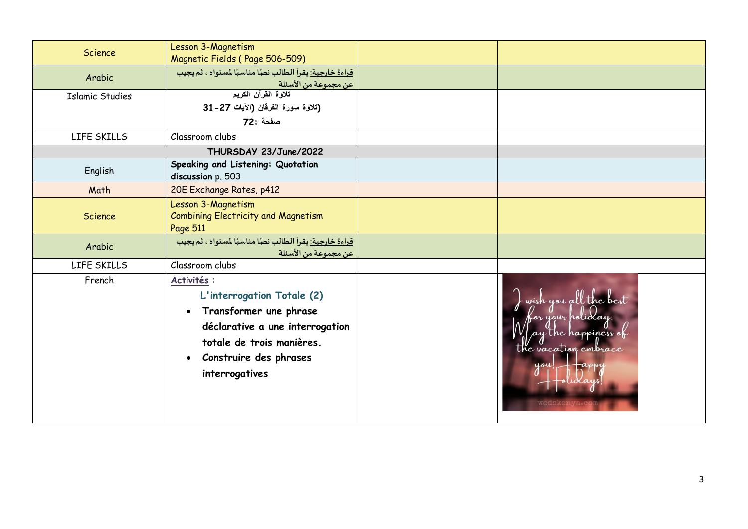| | | | |
|---|---|---|---|
| Science | Lesson 3-Magnetism<br>Magnetic Fields ( Page 506-509) | | |
| Arabic | قراءة خارجية: يقرأ الطالب نصًا مناسبًا لمستواه ، ثم يجيب عن مجموعة من الأسئلة | | |
| Islamic Studies | تلاوة القرآن الكريم<br>(تلاوة سورة الفرقان (الآيات 27-31<br>صفحة :72 | | |
| LIFE SKILLS | Classroom clubs | | |
| **THURSDAY 23/June/2022** | | | |
| English | **Speaking and Listening: Quotation discussion** p. 503 | | |
| Math | 20E Exchange Rates, p412 | | |
| Science | Lesson 3-Magnetism<br>Combining Electricity and Magnetism<br>Page 511 | | |
| Arabic | قراءة خارجية: يقرأ الطالب نصًا مناسبًا لمستواه ، ثم يجيب عن مجموعة من الأسئلة | | |
| LIFE SKILLS | Classroom clubs | | |
| French | Activités :<br>**L'interrogation Totale (2)**<br>• **Transformer une phrase déclarative a une interrogation totale de trois manières.**<br>• **Construire des phrases interrogatives** | | I wish you all the best for your holiday. May the happiness of the vacation embrace you! Happy Holidays!<br>wedskenya.com |